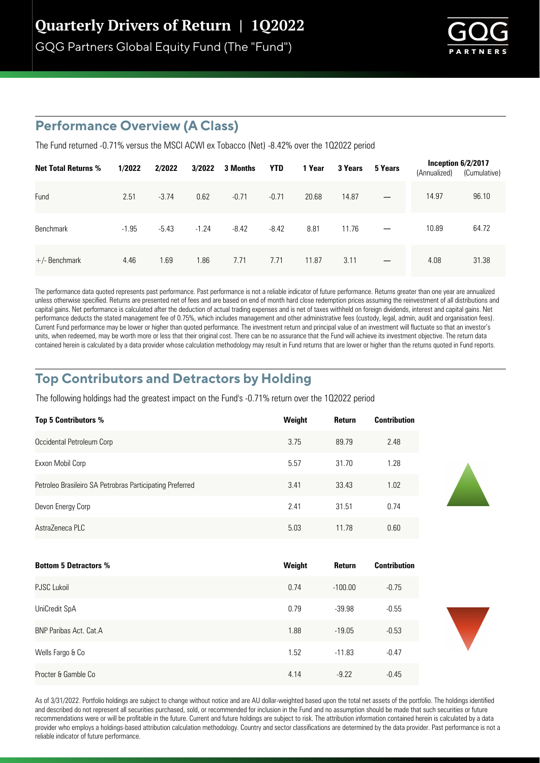# Quarterly Drivers of Return | 1Q2022

GQG Partners Global Equity Fund (The "Fund")

## Performance Overview (A Class)

The Fund returned -0.71% versus the MSCI ACWI ex Tobacco (Net) -8.42% over the 1Q2022 period

| Net Total Returns % | 1/2022 | 2/2022 | 3/2022 | 3 Months | YTD | 1 Year | 3 Years | 5 Years | Inception 6/2/2017 (Annualized) | Inception 6/2/2017 (Cumulative) |
|---|---|---|---|---|---|---|---|---|---|---|
| Fund | 2.51 | -3.74 | 0.62 | -0.71 | -0.71 | 20.68 | 14.87 | — | 14.97 | 96.10 |
| Benchmark | -1.95 | -5.43 | -1.24 | -8.42 | -8.42 | 8.81 | 11.76 | — | 10.89 | 64.72 |
| +/- Benchmark | 4.46 | 1.69 | 1.86 | 7.71 | 7.71 | 11.87 | 3.11 | — | 4.08 | 31.38 |

The performance data quoted represents past performance. Past performance is not a reliable indicator of future performance. Returns greater than one year are annualized unless otherwise specified. Returns are presented net of fees and are based on end of month hard close redemption prices assuming the reinvestment of all distributions and capital gains. Net performance is calculated after the deduction of actual trading expenses and is net of taxes withheld on foreign dividends, interest and capital gains. Net performance deducts the stated management fee of 0.75%, which includes management and other administrative fees (custody, legal, admin, audit and organisation fees). Current Fund performance may be lower or higher than quoted performance. The investment return and principal value of an investment will fluctuate so that an investor's units, when redeemed, may be worth more or less that their original cost. There can be no assurance that the Fund will achieve its investment objective. The return data contained herein is calculated by a data provider whose calculation methodology may result in Fund returns that are lower or higher than the returns quoted in Fund reports.

## Top Contributors and Detractors by Holding

The following holdings had the greatest impact on the Fund's -0.71% return over the 1Q2022 period

| Top 5 Contributors % | Weight | Return | Contribution |
|---|---|---|---|
| Occidental Petroleum Corp | 3.75 | 89.79 | 2.48 |
| Exxon Mobil Corp | 5.57 | 31.70 | 1.28 |
| Petroleo Brasileiro SA Petrobras Participating Preferred | 3.41 | 33.43 | 1.02 |
| Devon Energy Corp | 2.41 | 31.51 | 0.74 |
| AstraZeneca PLC | 5.03 | 11.78 | 0.60 |

| Bottom 5 Detractors % | Weight | Return | Contribution |
|---|---|---|---|
| PJSC Lukoil | 0.74 | -100.00 | -0.75 |
| UniCredit SpA | 0.79 | -39.98 | -0.55 |
| BNP Paribas Act. Cat.A | 1.88 | -19.05 | -0.53 |
| Wells Fargo & Co | 1.52 | -11.83 | -0.47 |
| Procter & Gamble Co | 4.14 | -9.22 | -0.45 |

As of 3/31/2022. Portfolio holdings are subject to change without notice and are AU dollar-weighted based upon the total net assets of the portfolio. The holdings identified and described do not represent all securities purchased, sold, or recommended for inclusion in the Fund and no assumption should be made that such securities or future recommendations were or will be profitable in the future. Current and future holdings are subject to risk. The attribution information contained herein is calculated by a data provider who employs a holdings-based attribution calculation methodology. Country and sector classifications are determined by the data provider. Past performance is not a reliable indicator of future performance.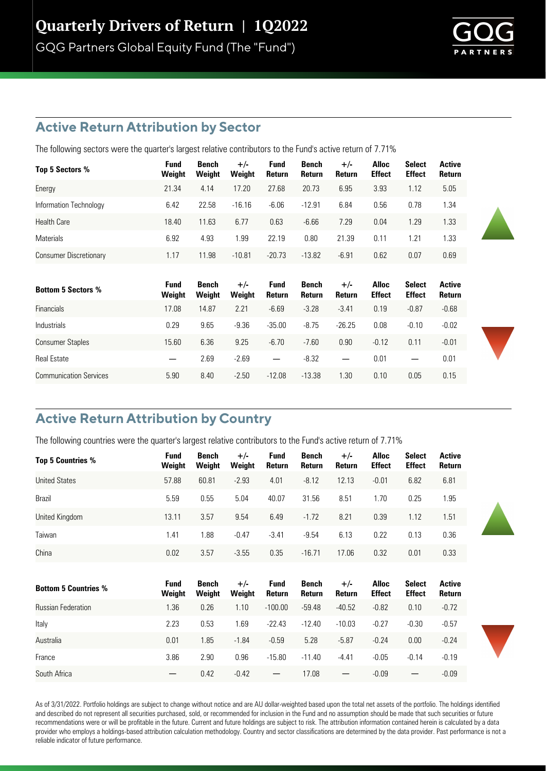# Quarterly Drivers of Return | 1Q2022

GQG Partners Global Equity Fund (The "Fund")

## Active Return Attribution by Sector

The following sectors were the quarter's largest relative contributors to the Fund's active return of 7.71%

| Top 5 Sectors % | Fund Weight | Bench Weight | +/- Weight | Fund Return | Bench Return | +/- Return | Alloc Effect | Select Effect | Active Return |
|---|---|---|---|---|---|---|---|---|---|
| Energy | 21.34 | 4.14 | 17.20 | 27.68 | 20.73 | 6.95 | 3.93 | 1.12 | 5.05 |
| Information Technology | 6.42 | 22.58 | -16.16 | -6.06 | -12.91 | 6.84 | 0.56 | 0.78 | 1.34 |
| Health Care | 18.40 | 11.63 | 6.77 | 0.63 | -6.66 | 7.29 | 0.04 | 1.29 | 1.33 |
| Materials | 6.92 | 4.93 | 1.99 | 22.19 | 0.80 | 21.39 | 0.11 | 1.21 | 1.33 |
| Consumer Discretionary | 1.17 | 11.98 | -10.81 | -20.73 | -13.82 | -6.91 | 0.62 | 0.07 | 0.69 |

| Bottom 5 Sectors % | Fund Weight | Bench Weight | +/- Weight | Fund Return | Bench Return | +/- Return | Alloc Effect | Select Effect | Active Return |
|---|---|---|---|---|---|---|---|---|---|
| Financials | 17.08 | 14.87 | 2.21 | -6.69 | -3.28 | -3.41 | 0.19 | -0.87 | -0.68 |
| Industrials | 0.29 | 9.65 | -9.36 | -35.00 | -8.75 | -26.25 | 0.08 | -0.10 | -0.02 |
| Consumer Staples | 15.60 | 6.36 | 9.25 | -6.70 | -7.60 | 0.90 | -0.12 | 0.11 | -0.01 |
| Real Estate | — | 2.69 | -2.69 | — | -8.32 | — | 0.01 | — | 0.01 |
| Communication Services | 5.90 | 8.40 | -2.50 | -12.08 | -13.38 | 1.30 | 0.10 | 0.05 | 0.15 |

## Active Return Attribution by Country

The following countries were the quarter's largest relative contributors to the Fund's active return of 7.71%

| Top 5 Countries % | Fund Weight | Bench Weight | +/- Weight | Fund Return | Bench Return | +/- Return | Alloc Effect | Select Effect | Active Return |
|---|---|---|---|---|---|---|---|---|---|
| United States | 57.88 | 60.81 | -2.93 | 4.01 | -8.12 | 12.13 | -0.01 | 6.82 | 6.81 |
| Brazil | 5.59 | 0.55 | 5.04 | 40.07 | 31.56 | 8.51 | 1.70 | 0.25 | 1.95 |
| United Kingdom | 13.11 | 3.57 | 9.54 | 6.49 | -1.72 | 8.21 | 0.39 | 1.12 | 1.51 |
| Taiwan | 1.41 | 1.88 | -0.47 | -3.41 | -9.54 | 6.13 | 0.22 | 0.13 | 0.36 |
| China | 0.02 | 3.57 | -3.55 | 0.35 | -16.71 | 17.06 | 0.32 | 0.01 | 0.33 |

| Bottom 5 Countries % | Fund Weight | Bench Weight | +/- Weight | Fund Return | Bench Return | +/- Return | Alloc Effect | Select Effect | Active Return |
|---|---|---|---|---|---|---|---|---|---|
| Russian Federation | 1.36 | 0.26 | 1.10 | -100.00 | -59.48 | -40.52 | -0.82 | 0.10 | -0.72 |
| Italy | 2.23 | 0.53 | 1.69 | -22.43 | -12.40 | -10.03 | -0.27 | -0.30 | -0.57 |
| Australia | 0.01 | 1.85 | -1.84 | -0.59 | 5.28 | -5.87 | -0.24 | 0.00 | -0.24 |
| France | 3.86 | 2.90 | 0.96 | -15.80 | -11.40 | -4.41 | -0.05 | -0.14 | -0.19 |
| South Africa | — | 0.42 | -0.42 | — | 17.08 | — | -0.09 | — | -0.09 |

As of 3/31/2022. Portfolio holdings are subject to change without notice and are AU dollar-weighted based upon the total net assets of the portfolio. The holdings identified and described do not represent all securities purchased, sold, or recommended for inclusion in the Fund and no assumption should be made that such securities or future recommendations were or will be profitable in the future. Current and future holdings are subject to risk. The attribution information contained herein is calculated by a data provider who employs a holdings-based attribution calculation methodology. Country and sector classifications are determined by the data provider. Past performance is not a reliable indicator of future performance.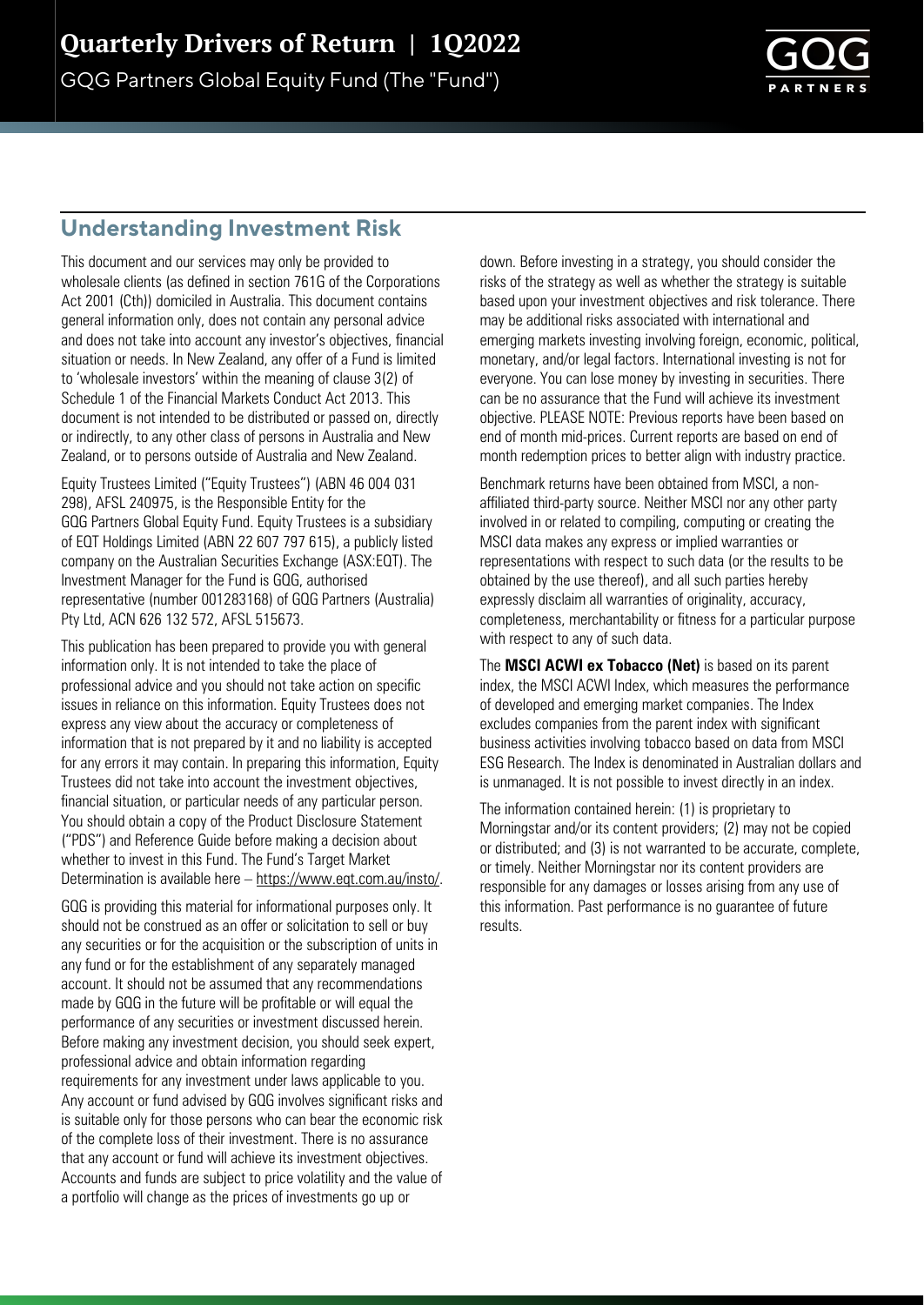## Understanding Investment Risk

This document and our services may only be provided to wholesale clients (as defined in section 761G of the Corporations Act 2001 (Cth)) domiciled in Australia. This document contains general information only, does not contain any personal advice and does not take into account any investor's objectives, financial situation or needs. In New Zealand, any offer of a Fund is limited to 'wholesale investors' within the meaning of clause 3(2) of Schedule 1 of the Financial Markets Conduct Act 2013. This document is not intended to be distributed or passed on, directly or indirectly, to any other class of persons in Australia and New Zealand, or to persons outside of Australia and New Zealand.

Equity Trustees Limited ("Equity Trustees") (ABN 46 004 031 298), AFSL 240975, is the Responsible Entity for the GQG Partners Global Equity Fund. Equity Trustees is a subsidiary of EQT Holdings Limited (ABN 22 607 797 615), a publicly listed company on the Australian Securities Exchange (ASX:EQT). The Investment Manager for the Fund is GQG, authorised representative (number 001283168) of GQG Partners (Australia) Pty Ltd, ACN 626 132 572, AFSL 515673.

This publication has been prepared to provide you with general information only. It is not intended to take the place of professional advice and you should not take action on specific issues in reliance on this information. Equity Trustees does not express any view about the accuracy or completeness of information that is not prepared by it and no liability is accepted for any errors it may contain. In preparing this information, Equity Trustees did not take into account the investment objectives, financial situation, or particular needs of any particular person. You should obtain a copy of the Product Disclosure Statement ("PDS") and Reference Guide before making a decision about whether to invest in this Fund. The Fund's Target Market Determination is available here – https://www.eqt.com.au/insto/.

GQG is providing this material for informational purposes only. It should not be construed as an offer or solicitation to sell or buy any securities or for the acquisition or the subscription of units in any fund or for the establishment of any separately managed account. It should not be assumed that any recommendations made by GQG in the future will be profitable or will equal the performance of any securities or investment discussed herein. Before making any investment decision, you should seek expert, professional advice and obtain information regarding requirements for any investment under laws applicable to you. Any account or fund advised by GQG involves significant risks and is suitable only for those persons who can bear the economic risk of the complete loss of their investment. There is no assurance that any account or fund will achieve its investment objectives. Accounts and funds are subject to price volatility and the value of a portfolio will change as the prices of investments go up or down. Before investing in a strategy, you should consider the risks of the strategy as well as whether the strategy is suitable based upon your investment objectives and risk tolerance. There may be additional risks associated with international and emerging markets investing involving foreign, economic, political, monetary, and/or legal factors. International investing is not for everyone. You can lose money by investing in securities. There can be no assurance that the Fund will achieve its investment objective. PLEASE NOTE: Previous reports have been based on end of month mid-prices. Current reports are based on end of month redemption prices to better align with industry practice.

Benchmark returns have been obtained from MSCI, a non-affiliated third-party source. Neither MSCI nor any other party involved in or related to compiling, computing or creating the MSCI data makes any express or implied warranties or representations with respect to such data (or the results to be obtained by the use thereof), and all such parties hereby expressly disclaim all warranties of originality, accuracy, completeness, merchantability or fitness for a particular purpose with respect to any of such data.

The **MSCI ACWI ex Tobacco (Net)** is based on its parent index, the MSCI ACWI Index, which measures the performance of developed and emerging market companies. The Index excludes companies from the parent index with significant business activities involving tobacco based on data from MSCI ESG Research. The Index is denominated in Australian dollars and is unmanaged. It is not possible to invest directly in an index.

The information contained herein: (1) is proprietary to Morningstar and/or its content providers; (2) may not be copied or distributed; and (3) is not warranted to be accurate, complete, or timely. Neither Morningstar nor its content providers are responsible for any damages or losses arising from any use of this information. Past performance is no guarantee of future results.